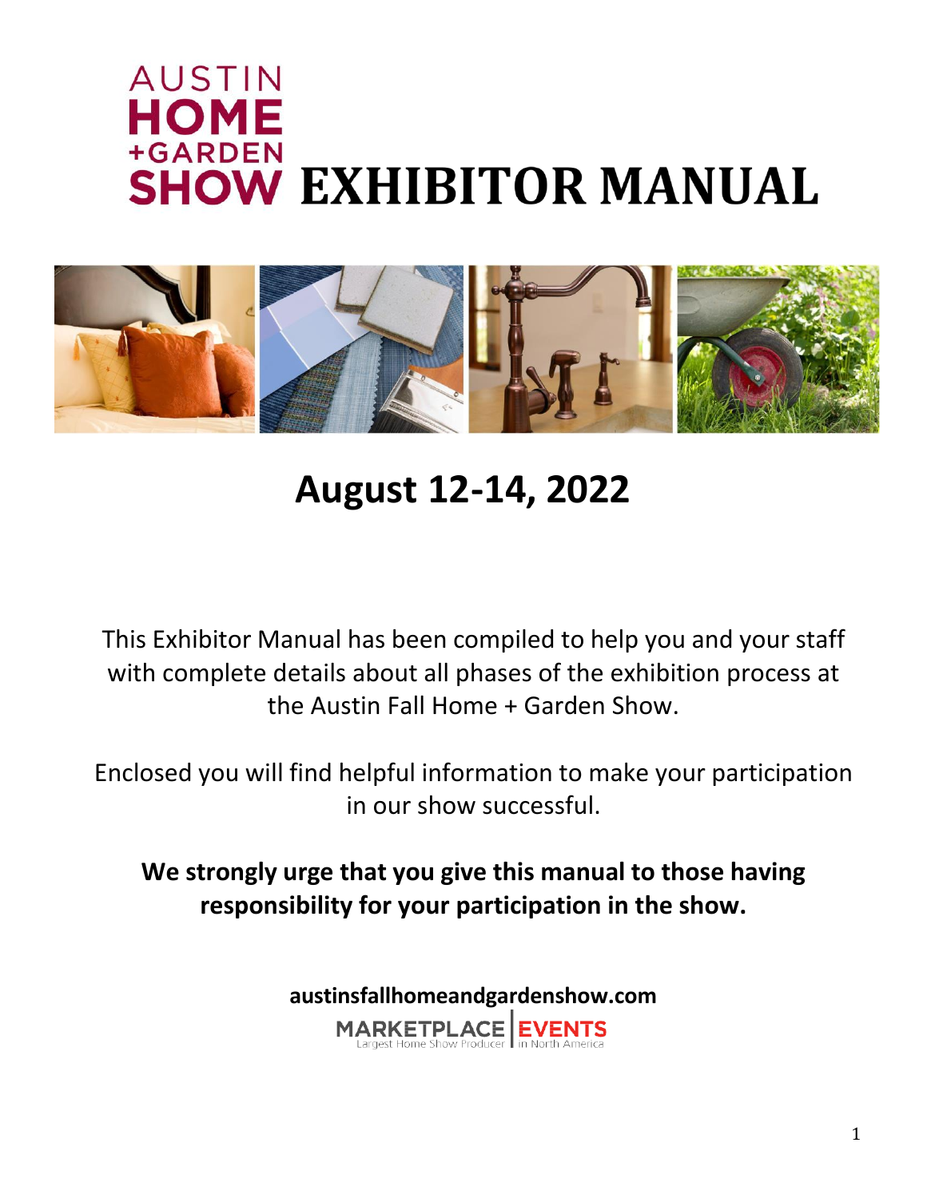# AUSTIN HOME + GARDEN SHOW EXHIBITOR MANUAL

## August 12-14, 2022

This Exhibitor Manual has been compiled to help you and your staff with complete details about all phases of the exhibition process at the Austin Fall Home + Garden Show.

Enclosed you will find helpful information to make your participation in our show successful.

**We strongly urge that you give this manual to those having responsibility for your participation in the show.**

**austinsfallhomeandgardenshow.com**

MARKETPLACE | EVENTS
Largest Home Show Producer in North America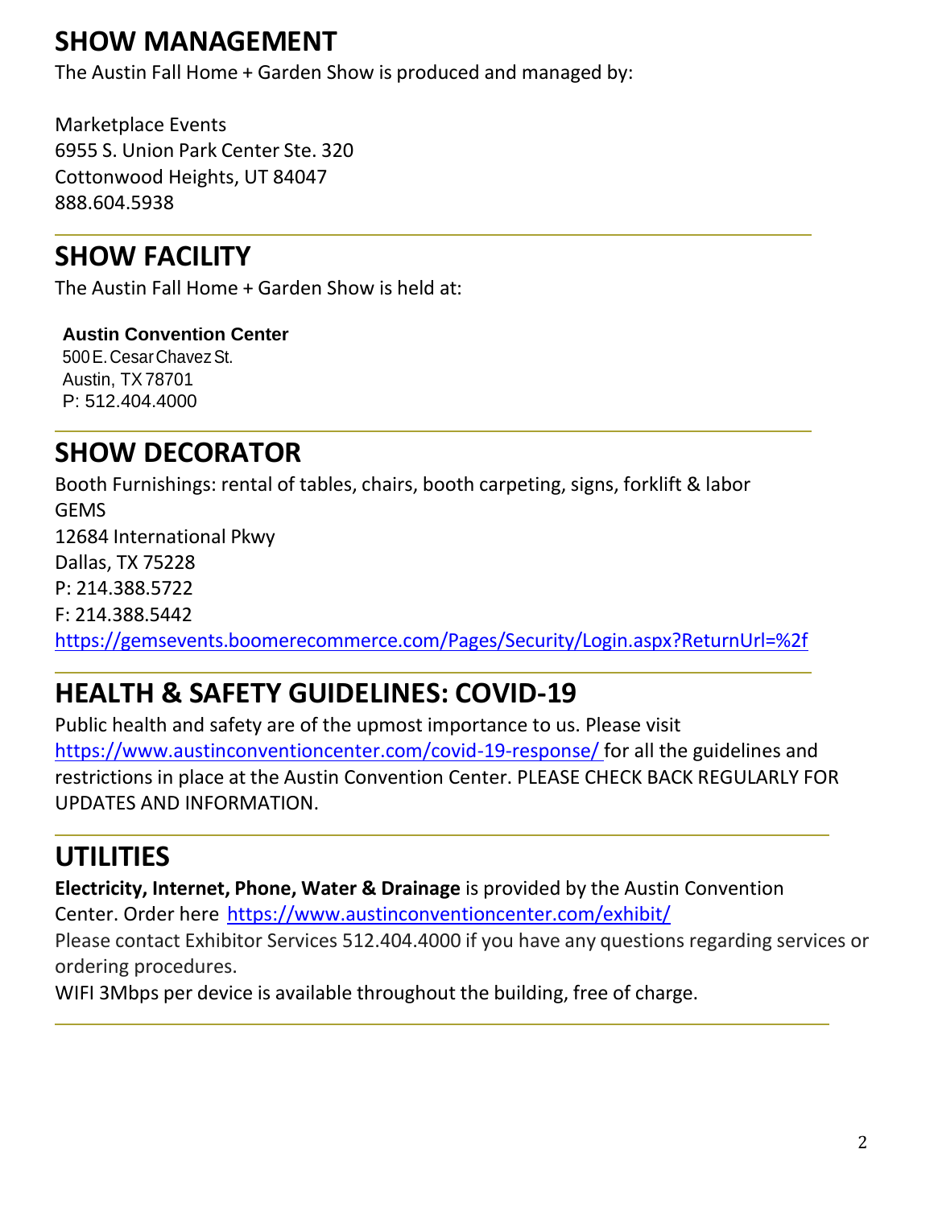## SHOW MANAGEMENT

The Austin Fall Home + Garden Show is produced and managed by:

Marketplace Events
6955 S. Union Park Center Ste. 320
Cottonwood Heights, UT 84047
888.604.5938

---

## SHOW FACILITY

The Austin Fall Home + Garden Show is held at:

**Austin Convention Center**
500 E. Cesar Chavez St.
Austin, TX 78701
P: 512.404.4000

---

## SHOW DECORATOR

Booth Furnishings: rental of tables, chairs, booth carpeting, signs, forklift & labor
GEMS
12684 International Pkwy
Dallas, TX 75228
P: 214.388.5722
F: 214.388.5442
https://gemsevents.boomerecommerce.com/Pages/Security/Login.aspx?ReturnUrl=%2f

---

## HEALTH & SAFETY GUIDELINES: COVID-19

Public health and safety are of the upmost importance to us. Please visit https://www.austinconventioncenter.com/covid-19-response/ for all the guidelines and restrictions in place at the Austin Convention Center. PLEASE CHECK BACK REGULARLY FOR UPDATES AND INFORMATION.

---

## UTILITIES

**Electricity, Internet, Phone, Water & Drainage** is provided by the Austin Convention Center. Order here https://www.austinconventioncenter.com/exhibit/
Please contact Exhibitor Services 512.404.4000 if you have any questions regarding services or ordering procedures.
WIFI 3Mbps per device is available throughout the building, free of charge.

---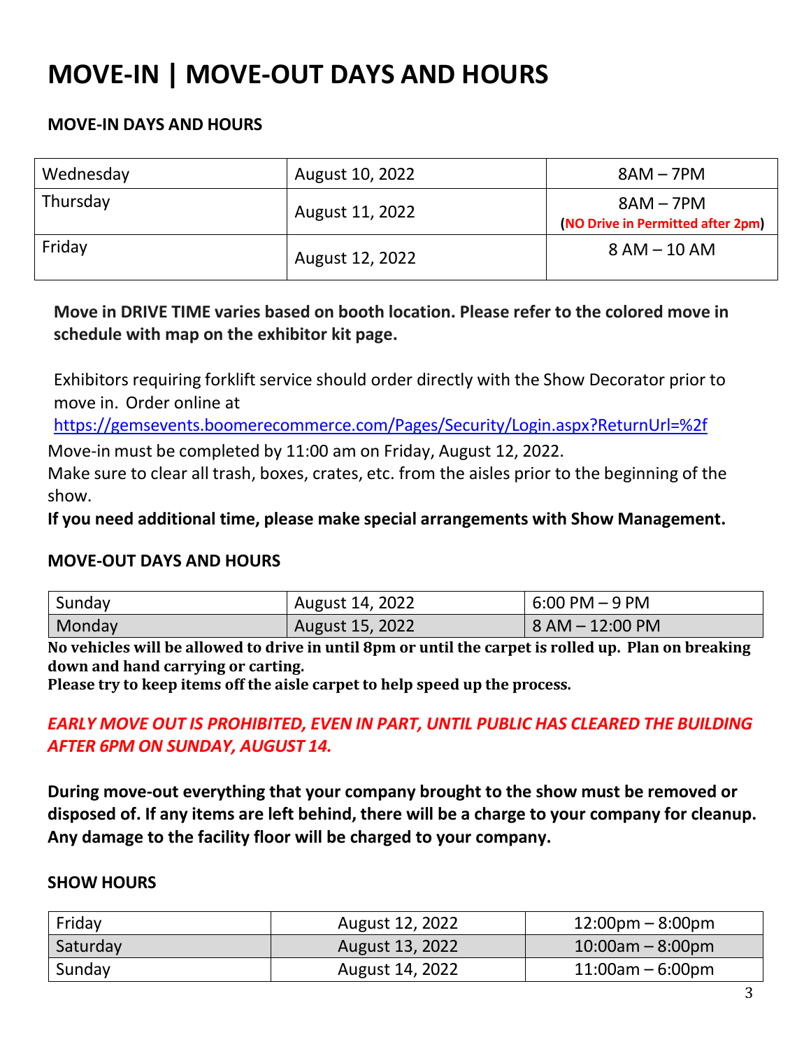# MOVE-IN | MOVE-OUT DAYS AND HOURS

### MOVE-IN DAYS AND HOURS

| | | |
|---|---|---|
| Wednesday | August 10, 2022 | 8AM – 7PM |
| Thursday | August 11, 2022 | 8AM – 7PM **(NO Drive in Permitted after 2pm)** |
| Friday | August 12, 2022 | 8 AM – 10 AM |

**Move in DRIVE TIME varies based on booth location. Please refer to the colored move in schedule with map on the exhibitor kit page.**

Exhibitors requiring forklift service should order directly with the Show Decorator prior to move in. Order online at https://gemsevents.boomerecommerce.com/Pages/Security/Login.aspx?ReturnUrl=%2f

Move-in must be completed by 11:00 am on Friday, August 12, 2022.

Make sure to clear all trash, boxes, crates, etc. from the aisles prior to the beginning of the show.

**If you need additional time, please make special arrangements with Show Management.**

### MOVE-OUT DAYS AND HOURS

| | | |
|---|---|---|
| Sunday | August 14, 2022 | 6:00 PM – 9 PM |
| Monday | August 15, 2022 | 8 AM – 12:00 PM |

**No vehicles will be allowed to drive in until 8pm or until the carpet is rolled up. Plan on breaking down and hand carrying or carting.**

**Please try to keep items off the aisle carpet to help speed up the process.**

***EARLY MOVE OUT IS PROHIBITED, EVEN IN PART, UNTIL PUBLIC HAS CLEARED THE BUILDING AFTER 6PM ON SUNDAY, AUGUST 14.***

**During move-out everything that your company brought to the show must be removed or disposed of. If any items are left behind, there will be a charge to your company for cleanup. Any damage to the facility floor will be charged to your company.**

### SHOW HOURS

| | | |
|---|---|---|
| Friday | August 12, 2022 | 12:00pm – 8:00pm |
| Saturday | August 13, 2022 | 10:00am – 8:00pm |
| Sunday | August 14, 2022 | 11:00am – 6:00pm |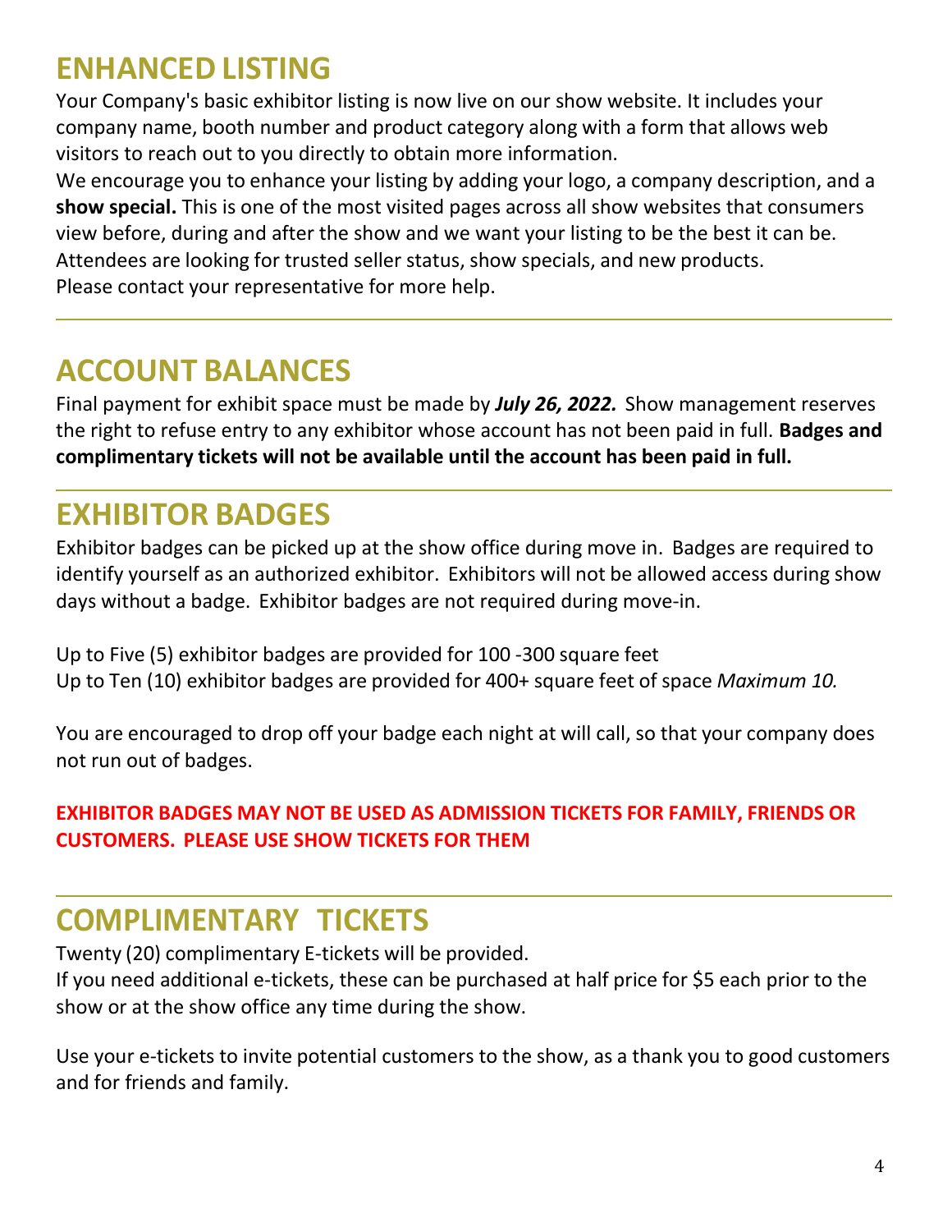## ENHANCED LISTING

Your Company's basic exhibitor listing is now live on our show website. It includes your company name, booth number and product category along with a form that allows web visitors to reach out to you directly to obtain more information.
We encourage you to enhance your listing by adding your logo, a company description, and a **show special.** This is one of the most visited pages across all show websites that consumers view before, during and after the show and we want your listing to be the best it can be. Attendees are looking for trusted seller status, show specials, and new products.
Please contact your representative for more help.

---

## ACCOUNT BALANCES

Final payment for exhibit space must be made by ***July 26, 2022.*** Show management reserves the right to refuse entry to any exhibitor whose account has not been paid in full. **Badges and complimentary tickets will not be available until the account has been paid in full.**

---

## EXHIBITOR BADGES

Exhibitor badges can be picked up at the show office during move in. Badges are required to identify yourself as an authorized exhibitor. Exhibitors will not be allowed access during show days without a badge. Exhibitor badges are not required during move-in.

Up to Five (5) exhibitor badges are provided for 100 -300 square feet
Up to Ten (10) exhibitor badges are provided for 400+ square feet of space *Maximum 10.*

You are encouraged to drop off your badge each night at will call, so that your company does not run out of badges.

**EXHIBITOR BADGES MAY NOT BE USED AS ADMISSION TICKETS FOR FAMILY, FRIENDS OR CUSTOMERS. PLEASE USE SHOW TICKETS FOR THEM**

---

## COMPLIMENTARY TICKETS

Twenty (20) complimentary E-tickets will be provided.
If you need additional e-tickets, these can be purchased at half price for $5 each prior to the show or at the show office any time during the show.

Use your e-tickets to invite potential customers to the show, as a thank you to good customers and for friends and family.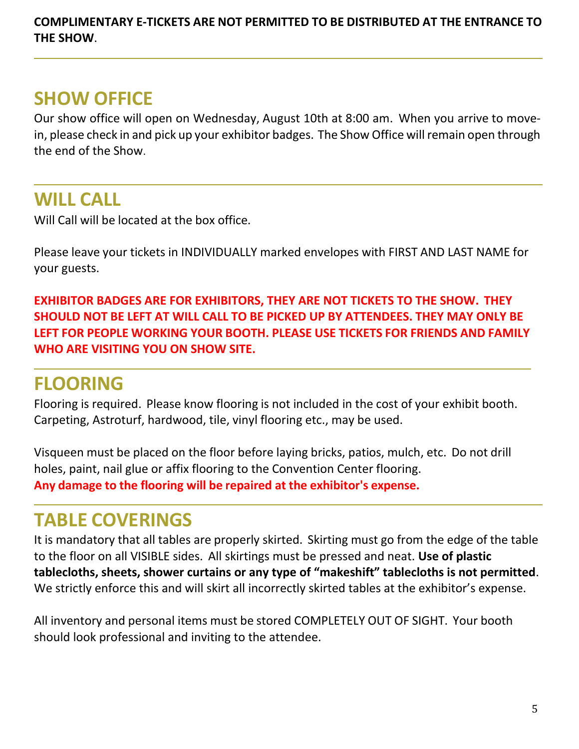**COMPLIMENTARY E-TICKETS ARE NOT PERMITTED TO BE DISTRIBUTED AT THE ENTRANCE TO THE SHOW**.

---

## SHOW OFFICE

Our show office will open on Wednesday, August 10th at 8:00 am. When you arrive to move-in, please check in and pick up your exhibitor badges. The Show Office will remain open through the end of the Show.

---

## WILL CALL

Will Call will be located at the box office.

Please leave your tickets in INDIVIDUALLY marked envelopes with FIRST AND LAST NAME for your guests.

**EXHIBITOR BADGES ARE FOR EXHIBITORS, THEY ARE NOT TICKETS TO THE SHOW. THEY SHOULD NOT BE LEFT AT WILL CALL TO BE PICKED UP BY ATTENDEES. THEY MAY ONLY BE LEFT FOR PEOPLE WORKING YOUR BOOTH. PLEASE USE TICKETS FOR FRIENDS AND FAMILY WHO ARE VISITING YOU ON SHOW SITE.**

---

## FLOORING

Flooring is required. Please know flooring is not included in the cost of your exhibit booth. Carpeting, Astroturf, hardwood, tile, vinyl flooring etc., may be used.

Visqueen must be placed on the floor before laying bricks, patios, mulch, etc. Do not drill holes, paint, nail glue or affix flooring to the Convention Center flooring.
**Any damage to the flooring will be repaired at the exhibitor's expense.**

---

## TABLE COVERINGS

It is mandatory that all tables are properly skirted. Skirting must go from the edge of the table to the floor on all VISIBLE sides. All skirtings must be pressed and neat. **Use of plastic tablecloths, sheets, shower curtains or any type of "makeshift" tablecloths is not permitted**. We strictly enforce this and will skirt all incorrectly skirted tables at the exhibitor's expense.

All inventory and personal items must be stored COMPLETELY OUT OF SIGHT. Your booth should look professional and inviting to the attendee.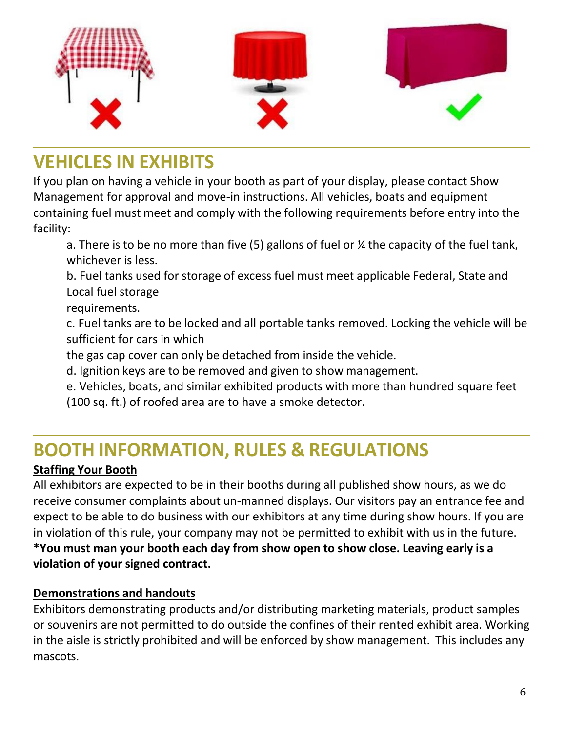## VEHICLES IN EXHIBITS

If you plan on having a vehicle in your booth as part of your display, please contact Show Management for approval and move-in instructions. All vehicles, boats and equipment containing fuel must meet and comply with the following requirements before entry into the facility:

a. There is to be no more than five (5) gallons of fuel or ¼ the capacity of the fuel tank, whichever is less.

b. Fuel tanks used for storage of excess fuel must meet applicable Federal, State and Local fuel storage requirements.

c. Fuel tanks are to be locked and all portable tanks removed. Locking the vehicle will be sufficient for cars in which the gas cap cover can only be detached from inside the vehicle.

d. Ignition keys are to be removed and given to show management.

e. Vehicles, boats, and similar exhibited products with more than hundred square feet (100 sq. ft.) of roofed area are to have a smoke detector.

## BOOTH INFORMATION, RULES & REGULATIONS

**Staffing Your Booth**

All exhibitors are expected to be in their booths during all published show hours, as we do receive consumer complaints about un-manned displays. Our visitors pay an entrance fee and expect to be able to do business with our exhibitors at any time during show hours. If you are in violation of this rule, your company may not be permitted to exhibit with us in the future.
**\*You must man your booth each day from show open to show close. Leaving early is a violation of your signed contract.**

**Demonstrations and handouts**

Exhibitors demonstrating products and/or distributing marketing materials, product samples or souvenirs are not permitted to do outside the confines of their rented exhibit area. Working in the aisle is strictly prohibited and will be enforced by show management. This includes any mascots.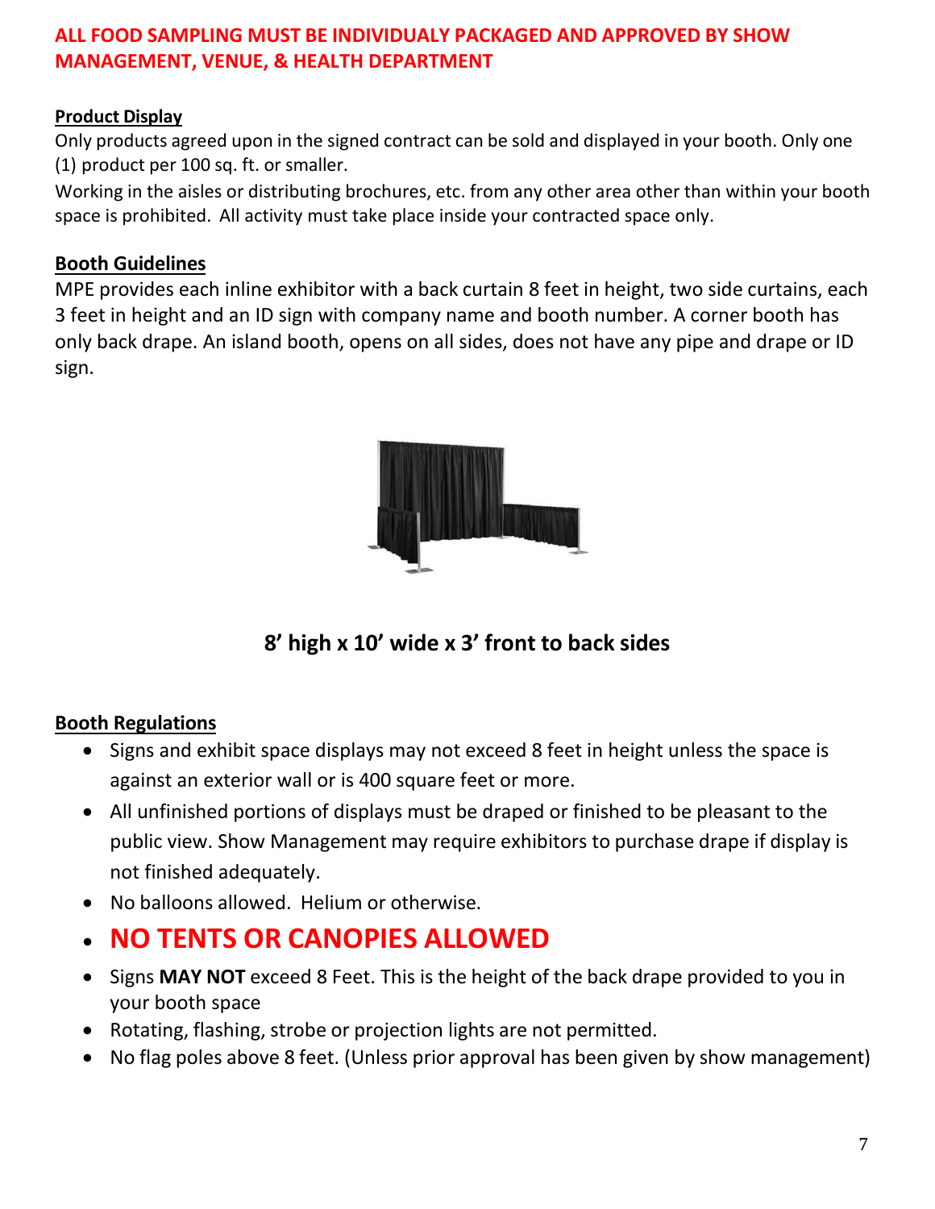**ALL FOOD SAMPLING MUST BE INDIVIDUALY PACKAGED AND APPROVED BY SHOW MANAGEMENT, VENUE, & HEALTH DEPARTMENT**

## Product Display

Only products agreed upon in the signed contract can be sold and displayed in your booth. Only one (1) product per 100 sq. ft. or smaller.

Working in the aisles or distributing brochures, etc. from any other area other than within your booth space is prohibited. All activity must take place inside your contracted space only.

## Booth Guidelines

MPE provides each inline exhibitor with a back curtain 8 feet in height, two side curtains, each 3 feet in height and an ID sign with company name and booth number. A corner booth has only back drape. An island booth, opens on all sides, does not have any pipe and drape or ID sign.

**8' high x 10' wide x 3' front to back sides**

## Booth Regulations

- Signs and exhibit space displays may not exceed 8 feet in height unless the space is against an exterior wall or is 400 square feet or more.
- All unfinished portions of displays must be draped or finished to be pleasant to the public view. Show Management may require exhibitors to purchase drape if display is not finished adequately.
- No balloons allowed. Helium or otherwise.
- **NO TENTS OR CANOPIES ALLOWED**
- Signs **MAY NOT** exceed 8 Feet. This is the height of the back drape provided to you in your booth space
- Rotating, flashing, strobe or projection lights are not permitted.
- No flag poles above 8 feet. (Unless prior approval has been given by show management)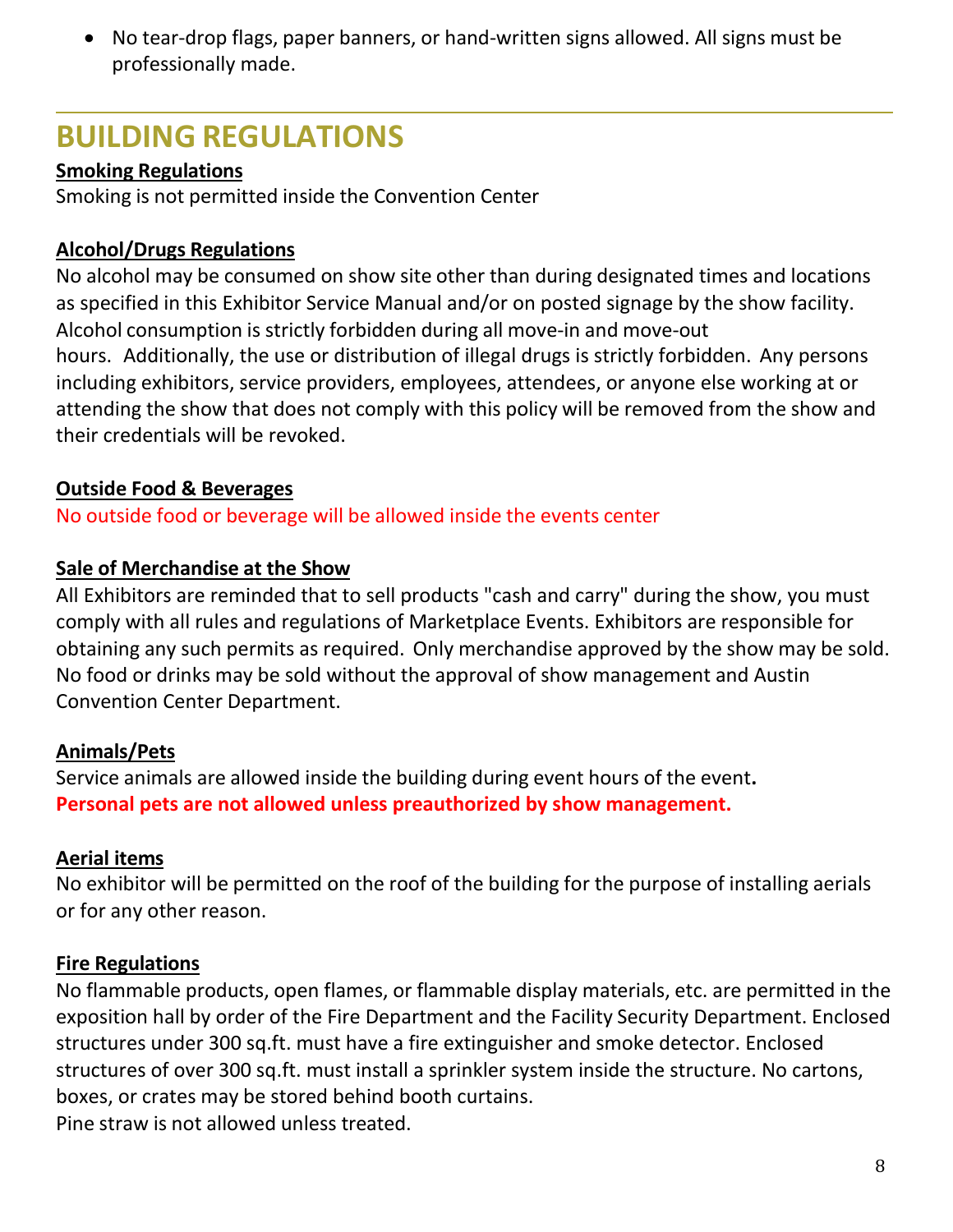- No tear-drop flags, paper banners, or hand-written signs allowed. All signs must be professionally made.

# BUILDING REGULATIONS

**Smoking Regulations**

Smoking is not permitted inside the Convention Center

**Alcohol/Drugs Regulations**

No alcohol may be consumed on show site other than during designated times and locations as specified in this Exhibitor Service Manual and/or on posted signage by the show facility. Alcohol consumption is strictly forbidden during all move-in and move-out hours. Additionally, the use or distribution of illegal drugs is strictly forbidden. Any persons including exhibitors, service providers, employees, attendees, or anyone else working at or attending the show that does not comply with this policy will be removed from the show and their credentials will be revoked.

**Outside Food & Beverages**

No outside food or beverage will be allowed inside the events center

**Sale of Merchandise at the Show**

All Exhibitors are reminded that to sell products "cash and carry" during the show, you must comply with all rules and regulations of Marketplace Events. Exhibitors are responsible for obtaining any such permits as required. Only merchandise approved by the show may be sold. No food or drinks may be sold without the approval of show management and Austin Convention Center Department.

**Animals/Pets**

Service animals are allowed inside the building during event hours of the event.
**Personal pets are not allowed unless preauthorized by show management.**

**Aerial items**

No exhibitor will be permitted on the roof of the building for the purpose of installing aerials or for any other reason.

**Fire Regulations**

No flammable products, open flames, or flammable display materials, etc. are permitted in the exposition hall by order of the Fire Department and the Facility Security Department. Enclosed structures under 300 sq.ft. must have a fire extinguisher and smoke detector. Enclosed structures of over 300 sq.ft. must install a sprinkler system inside the structure. No cartons, boxes, or crates may be stored behind booth curtains.
Pine straw is not allowed unless treated.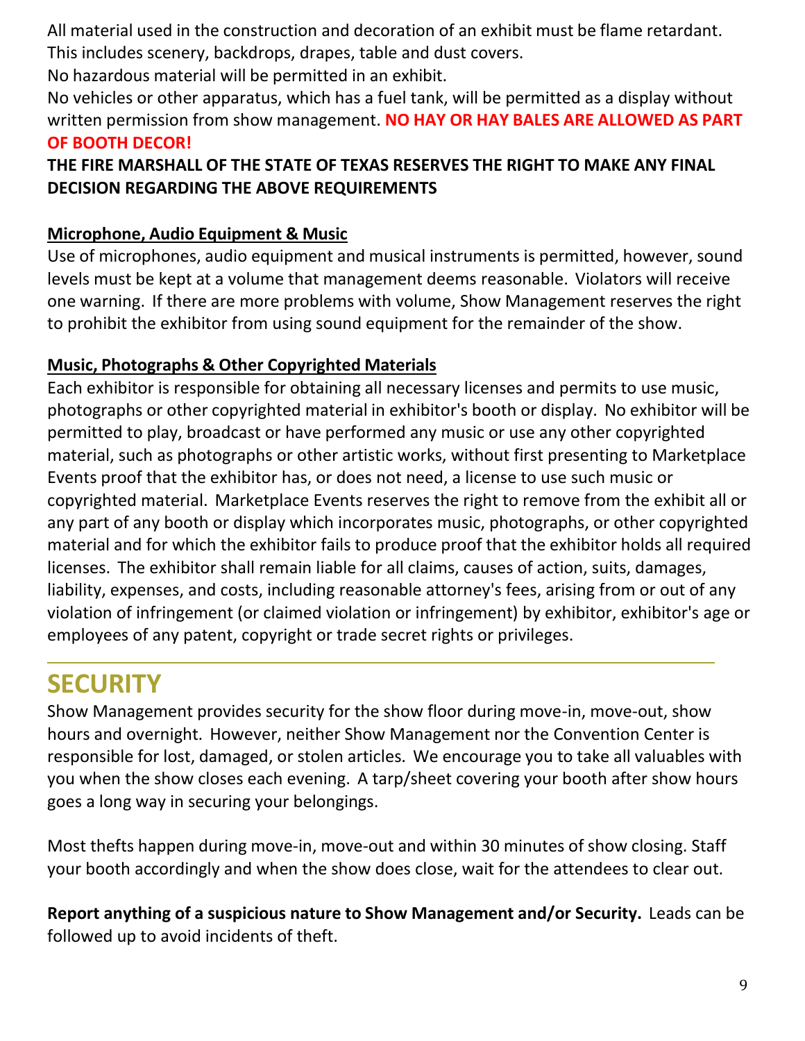All material used in the construction and decoration of an exhibit must be flame retardant. This includes scenery, backdrops, drapes, table and dust covers.

No hazardous material will be permitted in an exhibit.

No vehicles or other apparatus, which has a fuel tank, will be permitted as a display without written permission from show management. **NO HAY OR HAY BALES ARE ALLOWED AS PART OF BOOTH DECOR!**

**THE FIRE MARSHALL OF THE STATE OF TEXAS RESERVES THE RIGHT TO MAKE ANY FINAL DECISION REGARDING THE ABOVE REQUIREMENTS**

### Microphone, Audio Equipment & Music

Use of microphones, audio equipment and musical instruments is permitted, however, sound levels must be kept at a volume that management deems reasonable. Violators will receive one warning. If there are more problems with volume, Show Management reserves the right to prohibit the exhibitor from using sound equipment for the remainder of the show.

### Music, Photographs & Other Copyrighted Materials

Each exhibitor is responsible for obtaining all necessary licenses and permits to use music, photographs or other copyrighted material in exhibitor's booth or display. No exhibitor will be permitted to play, broadcast or have performed any music or use any other copyrighted material, such as photographs or other artistic works, without first presenting to Marketplace Events proof that the exhibitor has, or does not need, a license to use such music or copyrighted material. Marketplace Events reserves the right to remove from the exhibit all or any part of any booth or display which incorporates music, photographs, or other copyrighted material and for which the exhibitor fails to produce proof that the exhibitor holds all required licenses. The exhibitor shall remain liable for all claims, causes of action, suits, damages, liability, expenses, and costs, including reasonable attorney's fees, arising from or out of any violation of infringement (or claimed violation or infringement) by exhibitor, exhibitor's age or employees of any patent, copyright or trade secret rights or privileges.

## SECURITY

Show Management provides security for the show floor during move-in, move-out, show hours and overnight. However, neither Show Management nor the Convention Center is responsible for lost, damaged, or stolen articles. We encourage you to take all valuables with you when the show closes each evening. A tarp/sheet covering your booth after show hours goes a long way in securing your belongings.

Most thefts happen during move-in, move-out and within 30 minutes of show closing. Staff your booth accordingly and when the show does close, wait for the attendees to clear out.

**Report anything of a suspicious nature to Show Management and/or Security.** Leads can be followed up to avoid incidents of theft.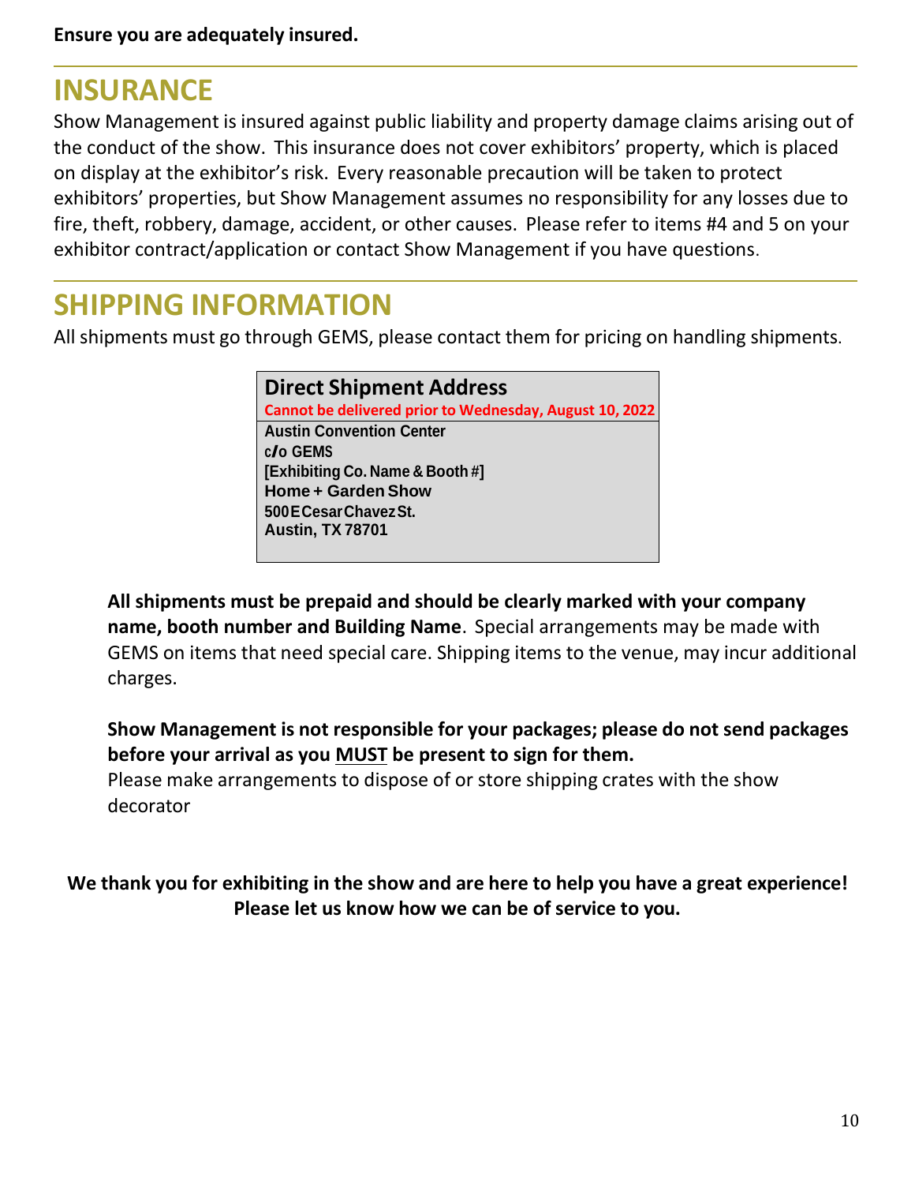**Ensure you are adequately insured.**

## INSURANCE

Show Management is insured against public liability and property damage claims arising out of the conduct of the show. This insurance does not cover exhibitors' property, which is placed on display at the exhibitor's risk. Every reasonable precaution will be taken to protect exhibitors' properties, but Show Management assumes no responsibility for any losses due to fire, theft, robbery, damage, accident, or other causes. Please refer to items #4 and 5 on your exhibitor contract/application or contact Show Management if you have questions.

## SHIPPING INFORMATION

All shipments must go through GEMS, please contact them for pricing on handling shipments.

**Direct Shipment Address**
**Cannot be delivered prior to Wednesday, August 10, 2022**

**Austin Convention Center**
**c/o GEMS**
**[Exhibiting Co. Name & Booth #]**
**Home + Garden Show**
**500 E Cesar Chavez St.**
**Austin, TX 78701**

**All shipments must be prepaid and should be clearly marked with your company name, booth number and Building Name**. Special arrangements may be made with GEMS on items that need special care. Shipping items to the venue, may incur additional charges.

**Show Management is not responsible for your packages; please do not send packages before your arrival as you MUST be present to sign for them.**
Please make arrangements to dispose of or store shipping crates with the show decorator

**We thank you for exhibiting in the show and are here to help you have a great experience! Please let us know how we can be of service to you.**